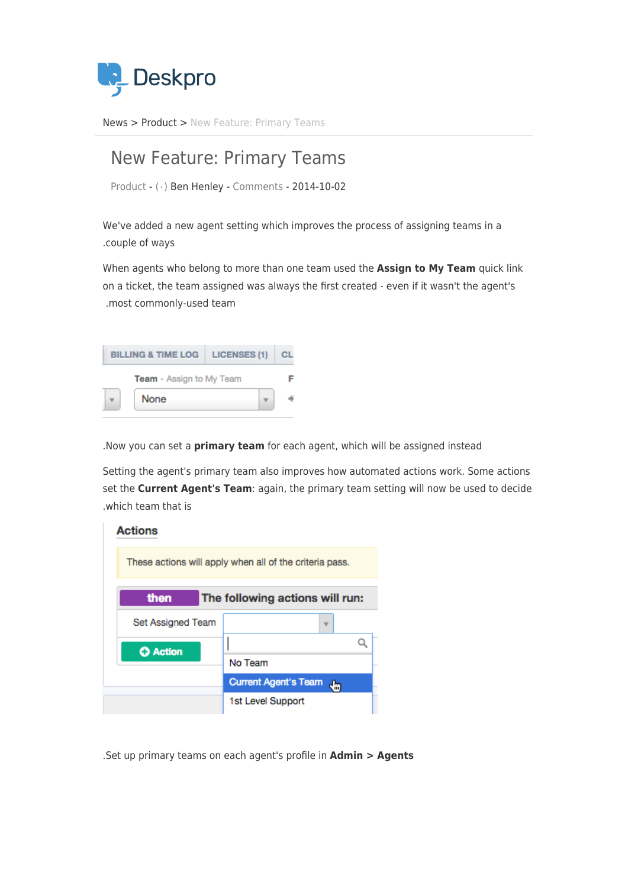Deskpro

News > Product > New Feature: Primary Teams

# New Feature: Primary Teams

Product - ( · ) Ben Henley - Comments - 2014-10-02

We've added a new agent setting which improves the process of assigning teams in a .couple of ways

When agents who belong to more than one team used the **Assign to My Team** quick link on a ticket, the team assigned was always the first created - even if it wasn't the agent's .most commonly-used team

.Now you can set a **primary team** for each agent, which will be assigned instead

Setting the agent's primary team also improves how automated actions work. Some actions set the **Current Agent's Team**: again, the primary team setting will now be used to decide .which team that is

.Set up primary teams on each agent's profile in **Admin > Agents**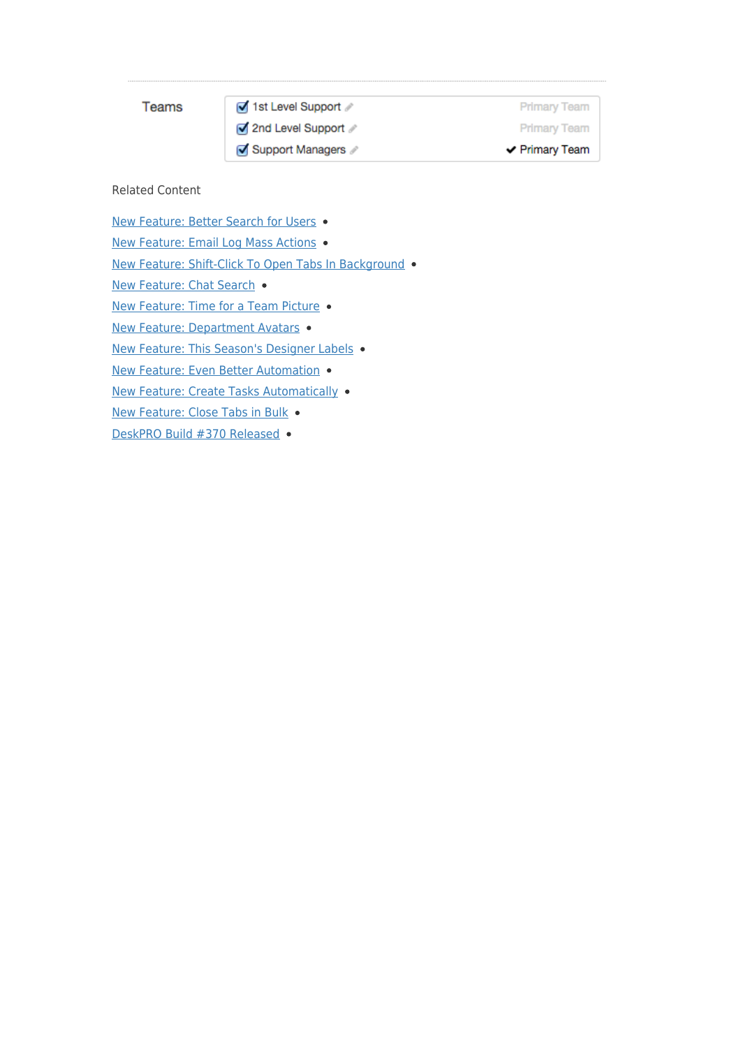| | | |
|---|---|---|
| Teams | ☑ 1st Level Support | Primary Team |
| | ☑ 2nd Level Support | Primary Team |
| | ☑ Support Managers | ✔ Primary Team |

Related Content

- New Feature: Better Search for Users
- New Feature: Email Log Mass Actions
- New Feature: Shift-Click To Open Tabs In Background
- New Feature: Chat Search
- New Feature: Time for a Team Picture
- New Feature: Department Avatars
- New Feature: This Season's Designer Labels
- New Feature: Even Better Automation
- New Feature: Create Tasks Automatically
- New Feature: Close Tabs in Bulk
- DeskPRO Build #370 Released